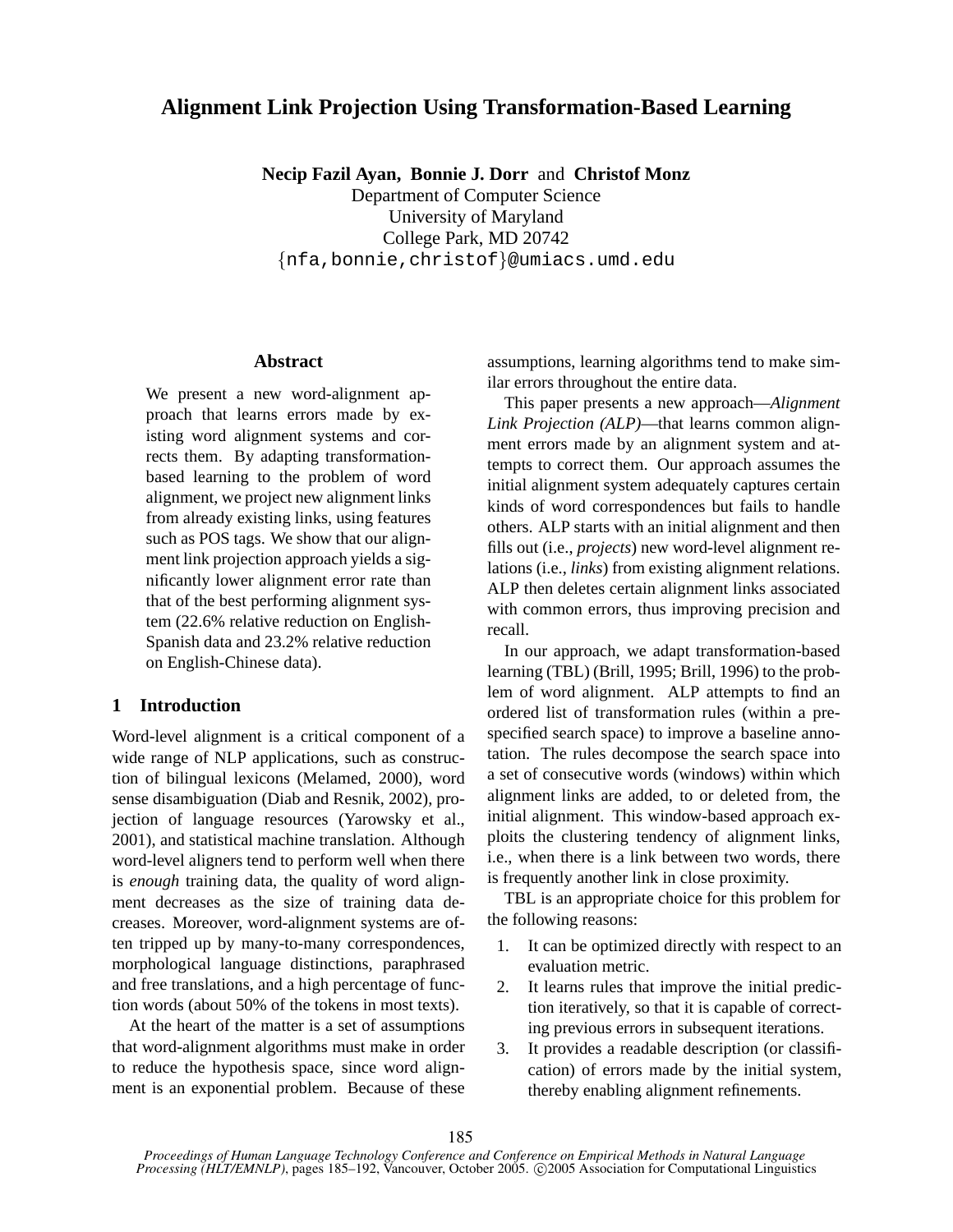# Alignment Link Projection Using Transformation-Based Learning

**Necip Fazil Ayan, Bonnie J. Dorr** and **Christof Monz**
Department of Computer Science
University of Maryland
College Park, MD 20742
{nfa,bonnie,christof}@umiacs.umd.edu

## Abstract

We present a new word-alignment approach that learns errors made by existing word alignment systems and corrects them. By adapting transformation-based learning to the problem of word alignment, we project new alignment links from already existing links, using features such as POS tags. We show that our alignment link projection approach yields a significantly lower alignment error rate than that of the best performing alignment system (22.6% relative reduction on English-Spanish data and 23.2% relative reduction on English-Chinese data).

## 1 Introduction

Word-level alignment is a critical component of a wide range of NLP applications, such as construction of bilingual lexicons (Melamed, 2000), word sense disambiguation (Diab and Resnik, 2002), projection of language resources (Yarowsky et al., 2001), and statistical machine translation. Although word-level aligners tend to perform well when there is *enough* training data, the quality of word alignment decreases as the size of training data decreases. Moreover, word-alignment systems are often tripped up by many-to-many correspondences, morphological language distinctions, paraphrased and free translations, and a high percentage of function words (about 50% of the tokens in most texts).

At the heart of the matter is a set of assumptions that word-alignment algorithms must make in order to reduce the hypothesis space, since word alignment is an exponential problem. Because of these assumptions, learning algorithms tend to make similar errors throughout the entire data.

This paper presents a new approach—*Alignment Link Projection (ALP)*—that learns common alignment errors made by an alignment system and attempts to correct them. Our approach assumes the initial alignment system adequately captures certain kinds of word correspondences but fails to handle others. ALP starts with an initial alignment and then fills out (i.e., *projects*) new word-level alignment relations (i.e., *links*) from existing alignment relations. ALP then deletes certain alignment links associated with common errors, thus improving precision and recall.

In our approach, we adapt transformation-based learning (TBL) (Brill, 1995; Brill, 1996) to the problem of word alignment. ALP attempts to find an ordered list of transformation rules (within a prespecified search space) to improve a baseline annotation. The rules decompose the search space into a set of consecutive words (windows) within which alignment links are added, to or deleted from, the initial alignment. This window-based approach exploits the clustering tendency of alignment links, i.e., when there is a link between two words, there is frequently another link in close proximity.

TBL is an appropriate choice for this problem for the following reasons:

1. It can be optimized directly with respect to an evaluation metric.
2. It learns rules that improve the initial prediction iteratively, so that it is capable of correcting previous errors in subsequent iterations.
3. It provides a readable description (or classification) of errors made by the initial system, thereby enabling alignment refinements.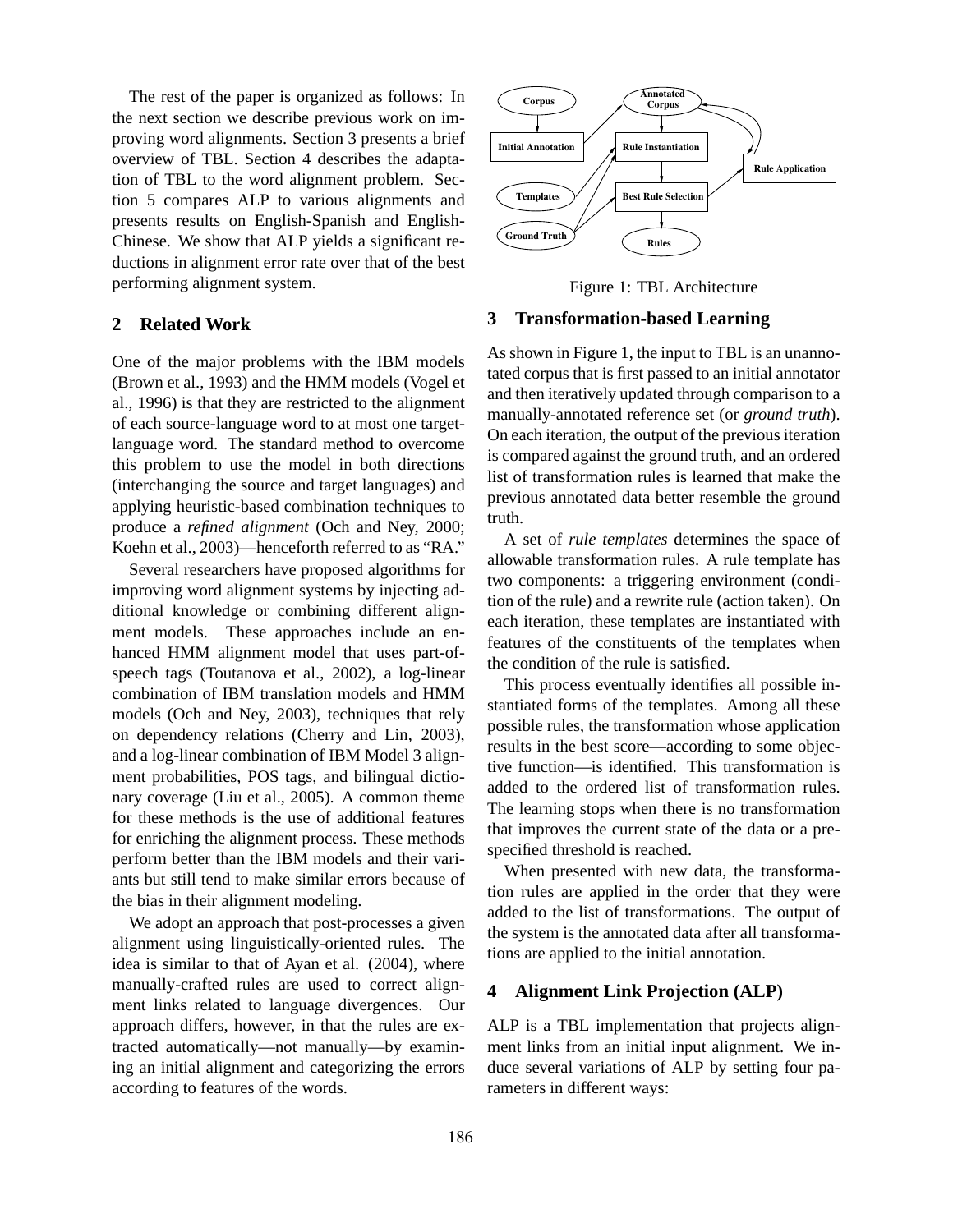The rest of the paper is organized as follows: In the next section we describe previous work on improving word alignments. Section 3 presents a brief overview of TBL. Section 4 describes the adaptation of TBL to the word alignment problem. Section 5 compares ALP to various alignments and presents results on English-Spanish and English-Chinese. We show that ALP yields a significant reductions in alignment error rate over that of the best performing alignment system.

## 2 Related Work

One of the major problems with the IBM models (Brown et al., 1993) and the HMM models (Vogel et al., 1996) is that they are restricted to the alignment of each source-language word to at most one target-language word. The standard method to overcome this problem to use the model in both directions (interchanging the source and target languages) and applying heuristic-based combination techniques to produce a *refined alignment* (Och and Ney, 2000; Koehn et al., 2003)—henceforth referred to as "RA."

Several researchers have proposed algorithms for improving word alignment systems by injecting additional knowledge or combining different alignment models. These approaches include an enhanced HMM alignment model that uses part-of-speech tags (Toutanova et al., 2002), a log-linear combination of IBM translation models and HMM models (Och and Ney, 2003), techniques that rely on dependency relations (Cherry and Lin, 2003), and a log-linear combination of IBM Model 3 alignment probabilities, POS tags, and bilingual dictionary coverage (Liu et al., 2005). A common theme for these methods is the use of additional features for enriching the alignment process. These methods perform better than the IBM models and their variants but still tend to make similar errors because of the bias in their alignment modeling.

We adopt an approach that post-processes a given alignment using linguistically-oriented rules. The idea is similar to that of Ayan et al. (2004), where manually-crafted rules are used to correct alignment links related to language divergences. Our approach differs, however, in that the rules are extracted automatically—not manually—by examining an initial alignment and categorizing the errors according to features of the words.

Figure 1: TBL Architecture

## 3 Transformation-based Learning

As shown in Figure 1, the input to TBL is an unannotated corpus that is first passed to an initial annotator and then iteratively updated through comparison to a manually-annotated reference set (or *ground truth*). On each iteration, the output of the previous iteration is compared against the ground truth, and an ordered list of transformation rules is learned that make the previous annotated data better resemble the ground truth.

A set of *rule templates* determines the space of allowable transformation rules. A rule template has two components: a triggering environment (condition of the rule) and a rewrite rule (action taken). On each iteration, these templates are instantiated with features of the constituents of the templates when the condition of the rule is satisfied.

This process eventually identifies all possible instantiated forms of the templates. Among all these possible rules, the transformation whose application results in the best score—according to some objective function—is identified. This transformation is added to the ordered list of transformation rules. The learning stops when there is no transformation that improves the current state of the data or a prespecified threshold is reached.

When presented with new data, the transformation rules are applied in the order that they were added to the list of transformations. The output of the system is the annotated data after all transformations are applied to the initial annotation.

## 4 Alignment Link Projection (ALP)

ALP is a TBL implementation that projects alignment links from an initial input alignment. We induce several variations of ALP by setting four parameters in different ways: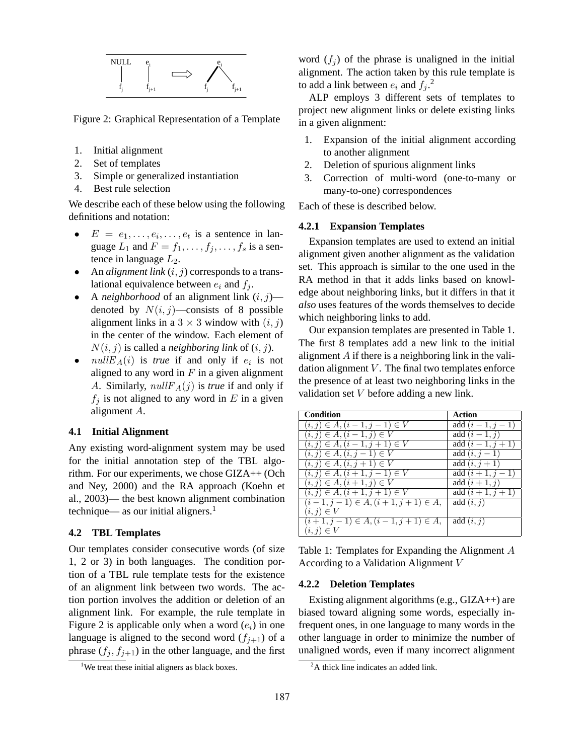Figure 2: Graphical Representation of a Template

1. Initial alignment
2. Set of templates
3. Simple or generalized instantiation
4. Best rule selection

We describe each of these below using the following definitions and notation:

- $E = e_1, \ldots, e_i, \ldots, e_t$ is a sentence in language $L_1$ and $F = f_1, \ldots, f_j, \ldots, f_s$ is a sentence in language $L_2$.
- An *alignment link* $(i, j)$ corresponds to a translational equivalence between $e_i$ and $f_j$.
- A *neighborhood* of an alignment link $(i, j)$—denoted by $N(i, j)$—consists of 8 possible alignment links in a $3 \times 3$ window with $(i, j)$ in the center of the window. Each element of $N(i, j)$ is called a *neighboring link* of $(i, j)$.
- $nullE_A(i)$ is *true* if and only if $e_i$ is not aligned to any word in $F$ in a given alignment $A$. Similarly, $nullF_A(j)$ is *true* if and only if $f_j$ is not aligned to any word in $E$ in a given alignment $A$.

### 4.1 Initial Alignment

Any existing word-alignment system may be used for the initial annotation step of the TBL algorithm. For our experiments, we chose GIZA++ (Och and Ney, 2000) and the RA approach (Koehn et al., 2003)— the best known alignment combination technique— as our initial aligners.[1]

### 4.2 TBL Templates

Our templates consider consecutive words (of size 1, 2 or 3) in both languages. The condition portion of a TBL rule template tests for the existence of an alignment link between two words. The action portion involves the addition or deletion of an alignment link. For example, the rule template in Figure 2 is applicable only when a word ($e_i$) in one language is aligned to the second word ($f_{j+1}$) of a phrase ($f_j, f_{j+1}$) in the other language, and the first word ($f_j$) of the phrase is unaligned in the initial alignment. The action taken by this rule template is to add a link between $e_i$ and $f_j$.[2]

ALP employs 3 different sets of templates to project new alignment links or delete existing links in a given alignment:

1. Expansion of the initial alignment according to another alignment
2. Deletion of spurious alignment links
3. Correction of multi-word (one-to-many or many-to-one) correspondences

Each of these is described below.

#### 4.2.1 Expansion Templates

Expansion templates are used to extend an initial alignment given another alignment as the validation set. This approach is similar to the one used in the RA method in that it adds links based on knowledge about neighboring links, but it differs in that it *also* uses features of the words themselves to decide which neighboring links to add.

Our expansion templates are presented in Table 1. The first 8 templates add a new link to the initial alignment $A$ if there is a neighboring link in the validation alignment $V$. The final two templates enforce the presence of at least two neighboring links in the validation set $V$ before adding a new link.

| Condition | Action |
|---|---|
| $(i, j) \in A, (i-1, j-1) \in V$ | add $(i-1, j-1)$ |
| $(i, j) \in A, (i-1, j) \in V$ | add $(i-1, j)$ |
| $(i, j) \in A, (i-1, j+1) \in V$ | add $(i-1, j+1)$ |
| $(i, j) \in A, (i, j-1) \in V$ | add $(i, j-1)$ |
| $(i, j) \in A, (i, j+1) \in V$ | add $(i, j+1)$ |
| $(i, j) \in A, (i+1, j-1) \in V$ | add $(i+1, j-1)$ |
| $(i, j) \in A, (i+1, j) \in V$ | add $(i+1, j)$ |
| $(i, j) \in A, (i+1, j+1) \in V$ | add $(i+1, j+1)$ |
| $(i-1, j-1) \in A, (i+1, j+1) \in A, (i, j) \in V$ | add $(i, j)$ |
| $(i+1, j-1) \in A, (i-1, j+1) \in A, (i, j) \in V$ | add $(i, j)$ |

Table 1: Templates for Expanding the Alignment $A$ According to a Validation Alignment $V$

#### 4.2.2 Deletion Templates

Existing alignment algorithms (e.g., GIZA++) are biased toward aligning some words, especially infrequent ones, in one language to many words in the other language in order to minimize the number of unaligned words, even if many incorrect alignment

[1] We treat these initial aligners as black boxes.

[2] A thick line indicates an added link.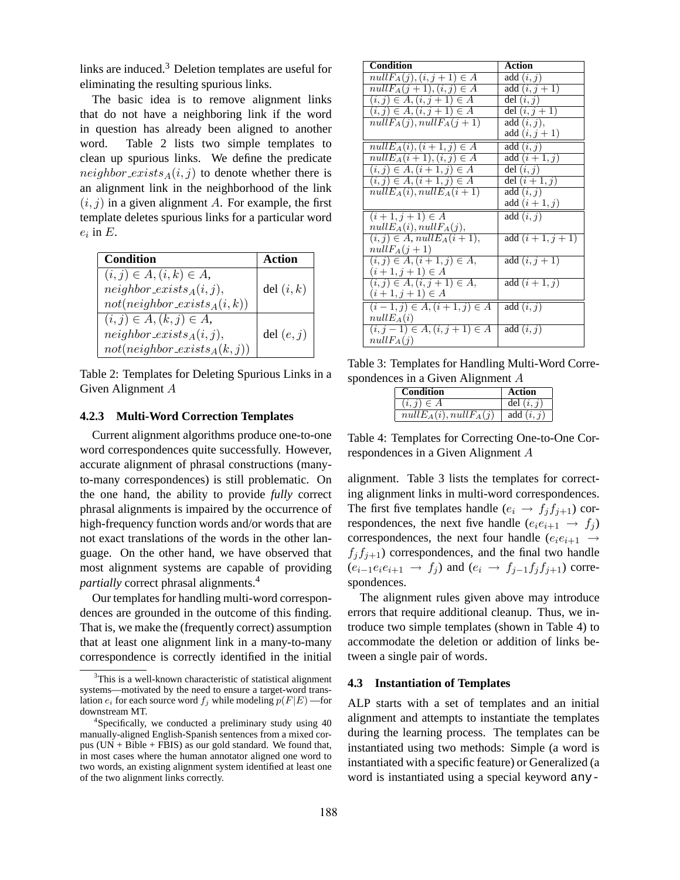links are induced.[3] Deletion templates are useful for eliminating the resulting spurious links.

The basic idea is to remove alignment links that do not have a neighboring link if the word in question has already been aligned to another word. Table 2 lists two simple templates to clean up spurious links. We define the predicate $neighbor\_exists_A(i, j)$ to denote whether there is an alignment link in the neighborhood of the link $(i, j)$ in a given alignment $A$. For example, the first template deletes spurious links for a particular word $e_i$ in $E$.

| Condition | Action |
|---|---|
| $(i, j) \in A, (i, k) \in A$, $neighbor\_exists_A(i, j)$, $not(neighbor\_exists_A(i, k))$ | del $(i, k)$ |
| $(i, j) \in A, (k, j) \in A$, $neighbor\_exists_A(i, j)$, $not(neighbor\_exists_A(k, j))$ | del $(e, j)$ |

Table 2: Templates for Deleting Spurious Links in a Given Alignment $A$

#### 4.2.3 Multi-Word Correction Templates

Current alignment algorithms produce one-to-one word correspondences quite successfully. However, accurate alignment of phrasal constructions (many-to-many correspondences) is still problematic. On the one hand, the ability to provide *fully* correct phrasal alignments is impaired by the occurrence of high-frequency function words and/or words that are not exact translations of the words in the other language. On the other hand, we have observed that most alignment systems are capable of providing *partially* correct phrasal alignments.[4]

Our templates for handling multi-word correspondences are grounded in the outcome of this finding. That is, we make the (frequently correct) assumption that at least one alignment link in a many-to-many correspondence is correctly identified in the initial alignment. Table 3 lists the templates for correcting alignment links in multi-word correspondences. The first five templates handle ($e_i \rightarrow f_j f_{j+1}$) correspondences, the next five handle ($e_i e_{i+1} \rightarrow f_j$) correspondences, the next four handle ($e_i e_{i+1} \rightarrow f_j f_{j+1}$) correspondences, and the final two handle ($e_{i-1} e_i e_{i+1} \rightarrow f_j$) and ($e_i \rightarrow f_{j-1} f_j f_{j+1}$) correspondences.

| Condition | Action |
|---|---|
| $nullF_A(j), (i, j+1) \in A$ | add $(i, j)$ |
| $nullF_A(j+1), (i, j) \in A$ | add $(i, j+1)$ |
| $(i, j) \in A, (i, j+1) \in A$ | del $(i, j)$ |
| $(i, j) \in A, (i, j+1) \in A$ | del $(i, j+1)$ |
| $nullF_A(j), nullF_A(j+1)$ | add $(i, j)$, add $(i, j+1)$ |
| $nullE_A(i), (i+1, j) \in A$ | add $(i, j)$ |
| $nullE_A(i+1), (i, j) \in A$ | add $(i+1, j)$ |
| $(i, j) \in A, (i+1, j) \in A$ | del $(i, j)$ |
| $(i, j) \in A, (i+1, j) \in A$ | del $(i+1, j)$ |
| $nullE_A(i), nullE_A(i+1)$ | add $(i, j)$ add $(i+1, j)$ |
| $(i+1, j+1) \in A$ $nullE_A(i), nullF_A(j)$, | add $(i, j)$ |
| $(i, j) \in A, nullE_A(i+1)$, $nullF_A(j+1)$ | add $(i+1, j+1)$ |
| $(i, j) \in A, (i+1, j) \in A$, $(i+1, j+1) \in A$ | add $(i, j+1)$ |
| $(i, j) \in A, (i, j+1) \in A$, $(i+1, j+1) \in A$ | add $(i+1, j)$ |
| $(i-1, j) \in A, (i+1, j) \in A$ $nullE_A(i)$ | add $(i, j)$ |
| $(i, j-1) \in A, (i, j+1) \in A$ $nullF_A(j)$ | add $(i, j)$ |

Table 3: Templates for Handling Multi-Word Correspondences in a Given Alignment $A$

| Condition | Action |
|---|---|
| $(i, j) \in A$ | del $(i, j)$ |
| $nullE_A(i), nullF_A(j)$ | add $(i, j)$ |

Table 4: Templates for Correcting One-to-One Correspondences in a Given Alignment $A$

The alignment rules given above may introduce errors that require additional cleanup. Thus, we introduce two simple templates (shown in Table 4) to accommodate the deletion or addition of links between a single pair of words.

### 4.3 Instantiation of Templates

ALP starts with a set of templates and an initial alignment and attempts to instantiate the templates during the learning process. The templates can be instantiated using two methods: Simple (a word is instantiated with a specific feature) or Generalized (a word is instantiated using a special keyword any-

[3] This is a well-known characteristic of statistical alignment systems—motivated by the need to ensure a target-word translation $e_i$ for each source word $f_j$ while modeling $p(F|E)$ —for downstream MT.

[4] Specifically, we conducted a preliminary study using 40 manually-aligned English-Spanish sentences from a mixed corpus (UN + Bible + FBIS) as our gold standard. We found that, in most cases where the human annotator aligned one word to two words, an existing alignment system identified at least one of the two alignment links correctly.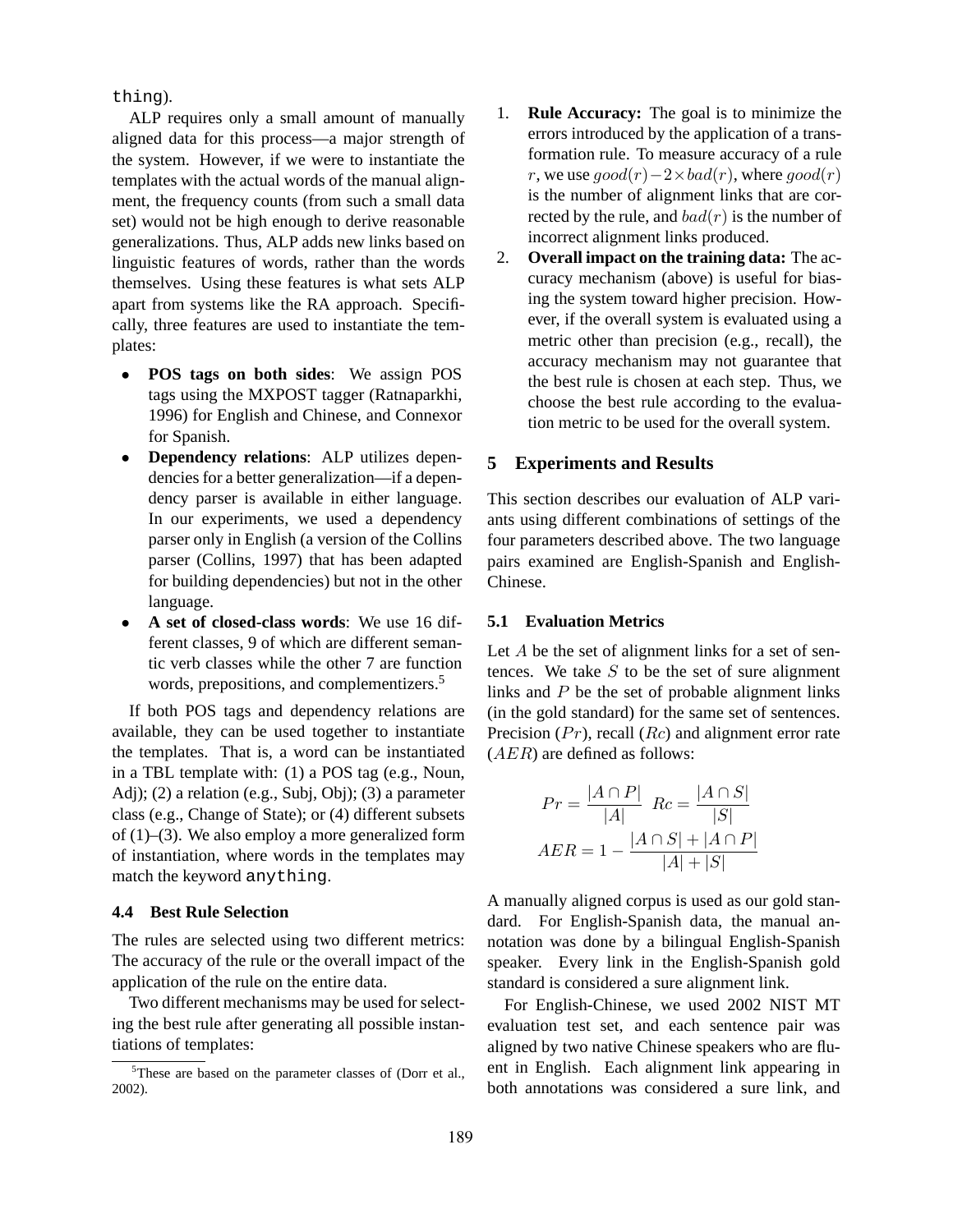thing).

ALP requires only a small amount of manually aligned data for this process—a major strength of the system. However, if we were to instantiate the templates with the actual words of the manual alignment, the frequency counts (from such a small data set) would not be high enough to derive reasonable generalizations. Thus, ALP adds new links based on linguistic features of words, rather than the words themselves. Using these features is what sets ALP apart from systems like the RA approach. Specifically, three features are used to instantiate the templates:

- **POS tags on both sides**: We assign POS tags using the MXPOST tagger (Ratnaparkhi, 1996) for English and Chinese, and Connexor for Spanish.
- **Dependency relations**: ALP utilizes dependencies for a better generalization—if a dependency parser is available in either language. In our experiments, we used a dependency parser only in English (a version of the Collins parser (Collins, 1997) that has been adapted for building dependencies) but not in the other language.
- **A set of closed-class words**: We use 16 different classes, 9 of which are different semantic verb classes while the other 7 are function words, prepositions, and complementizers.[5]

If both POS tags and dependency relations are available, they can be used together to instantiate the templates. That is, a word can be instantiated in a TBL template with: (1) a POS tag (e.g., Noun, Adj); (2) a relation (e.g., Subj, Obj); (3) a parameter class (e.g., Change of State); or (4) different subsets of (1)–(3). We also employ a more generalized form of instantiation, where words in the templates may match the keyword anything.

### 4.4 Best Rule Selection

The rules are selected using two different metrics: The accuracy of the rule or the overall impact of the application of the rule on the entire data.

Two different mechanisms may be used for selecting the best rule after generating all possible instantiations of templates:

1. **Rule Accuracy:** The goal is to minimize the errors introduced by the application of a transformation rule. To measure accuracy of a rule $r$, we use $good(r) - 2 \times bad(r)$, where $good(r)$ is the number of alignment links that are corrected by the rule, and $bad(r)$ is the number of incorrect alignment links produced.
2. **Overall impact on the training data:** The accuracy mechanism (above) is useful for biasing the system toward higher precision. However, if the overall system is evaluated using a metric other than precision (e.g., recall), the accuracy mechanism may not guarantee that the best rule is chosen at each step. Thus, we choose the best rule according to the evaluation metric to be used for the overall system.

## 5 Experiments and Results

This section describes our evaluation of ALP variants using different combinations of settings of the four parameters described above. The two language pairs examined are English-Spanish and English-Chinese.

### 5.1 Evaluation Metrics

Let $A$ be the set of alignment links for a set of sentences. We take $S$ to be the set of sure alignment links and $P$ be the set of probable alignment links (in the gold standard) for the same set of sentences. Precision ($Pr$), recall ($Rc$) and alignment error rate ($AER$) are defined as follows:

$$Pr = \frac{|A \cap P|}{|A|} \quad Rc = \frac{|A \cap S|}{|S|}$$

$$AER = 1 - \frac{|A \cap S| + |A \cap P|}{|A| + |S|}$$

A manually aligned corpus is used as our gold standard. For English-Spanish data, the manual annotation was done by a bilingual English-Spanish speaker. Every link in the English-Spanish gold standard is considered a sure alignment link.

For English-Chinese, we used 2002 NIST MT evaluation test set, and each sentence pair was aligned by two native Chinese speakers who are fluent in English. Each alignment link appearing in both annotations was considered a sure link, and

[5] These are based on the parameter classes of (Dorr et al., 2002).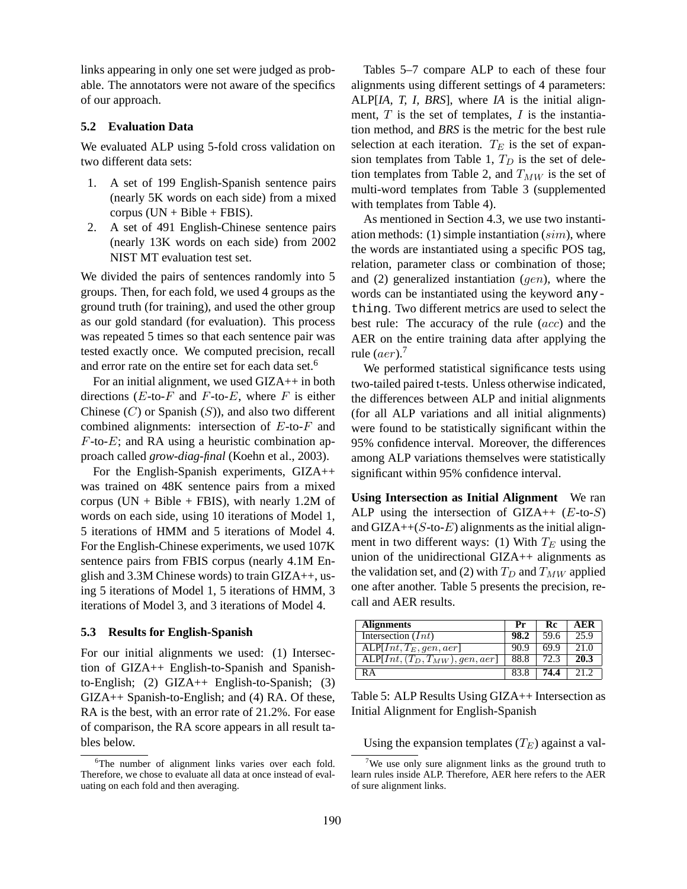links appearing in only one set were judged as probable. The annotators were not aware of the specifics of our approach.

### 5.2 Evaluation Data

We evaluated ALP using 5-fold cross validation on two different data sets:

1. A set of 199 English-Spanish sentence pairs (nearly 5K words on each side) from a mixed corpus (UN + Bible + FBIS).
2. A set of 491 English-Chinese sentence pairs (nearly 13K words on each side) from 2002 NIST MT evaluation test set.

We divided the pairs of sentences randomly into 5 groups. Then, for each fold, we used 4 groups as the ground truth (for training), and used the other group as our gold standard (for evaluation). This process was repeated 5 times so that each sentence pair was tested exactly once. We computed precision, recall and error rate on the entire set for each data set.[6]

For an initial alignment, we used GIZA++ in both directions ($E$-to-$F$ and $F$-to-$E$, where $F$ is either Chinese ($C$) or Spanish ($S$)), and also two different combined alignments: intersection of $E$-to-$F$ and $F$-to-$E$; and RA using a heuristic combination approach called *grow-diag-final* (Koehn et al., 2003).

For the English-Spanish experiments, GIZA++ was trained on 48K sentence pairs from a mixed corpus (UN + Bible + FBIS), with nearly 1.2M of words on each side, using 10 iterations of Model 1, 5 iterations of HMM and 5 iterations of Model 4. For the English-Chinese experiments, we used 107K sentence pairs from FBIS corpus (nearly 4.1M English and 3.3M Chinese words) to train GIZA++, using 5 iterations of Model 1, 5 iterations of HMM, 3 iterations of Model 3, and 3 iterations of Model 4.

### 5.3 Results for English-Spanish

For our initial alignments we used: (1) Intersection of GIZA++ English-to-Spanish and Spanish-to-English; (2) GIZA++ English-to-Spanish; (3) GIZA++ Spanish-to-English; and (4) RA. Of these, RA is the best, with an error rate of 21.2%. For ease of comparison, the RA score appears in all result tables below.

[6] The number of alignment links varies over each fold. Therefore, we chose to evaluate all data at once instead of evaluating on each fold and then averaging.

Tables 5–7 compare ALP to each of these four alignments using different settings of 4 parameters: ALP[*IA*, *T*, *I*, *BRS*], where *IA* is the initial alignment, $T$ is the set of templates, $I$ is the instantiation method, and *BRS* is the metric for the best rule selection at each iteration. $T_E$ is the set of expansion templates from Table 1, $T_D$ is the set of deletion templates from Table 2, and $T_{MW}$ is the set of multi-word templates from Table 3 (supplemented with templates from Table 4).

As mentioned in Section 4.3, we use two instantiation methods: (1) simple instantiation ($sim$), where the words are instantiated using a specific POS tag, relation, parameter class or combination of those; and (2) generalized instantiation ($gen$), where the words can be instantiated using the keyword `anything`. Two different metrics are used to select the best rule: The accuracy of the rule ($acc$) and the AER on the entire training data after applying the rule ($aer$).[7]

We performed statistical significance tests using two-tailed paired t-tests. Unless otherwise indicated, the differences between ALP and initial alignments (for all ALP variations and all initial alignments) were found to be statistically significant within the 95% confidence interval. Moreover, the differences among ALP variations themselves were statistically significant within 95% confidence interval.

**Using Intersection as Initial Alignment** We ran ALP using the intersection of GIZA++ ($E$-to-$S$) and GIZA++($S$-to-$E$) alignments as the initial alignment in two different ways: (1) With $T_E$ using the union of the unidirectional GIZA++ alignments as the validation set, and (2) with $T_D$ and $T_{MW}$ applied one after another. Table 5 presents the precision, recall and AER results.

| Alignments | Pr | Rc | AER |
|---|---|---|---|
| Intersection ($Int$) | **98.2** | 59.6 | 25.9 |
| ALP[$Int, T_E, gen, aer$] | 90.9 | 69.9 | 21.0 |
| ALP[$Int, (T_D, T_{MW}), gen, aer$] | 88.8 | 72.3 | **20.3** |
| RA | 83.8 | **74.4** | 21.2 |

Table 5: ALP Results Using GIZA++ Intersection as Initial Alignment for English-Spanish

Using the expansion templates ($T_E$) against a val-

[7] We use only sure alignment links as the ground truth to learn rules inside ALP. Therefore, AER here refers to the AER of sure alignment links.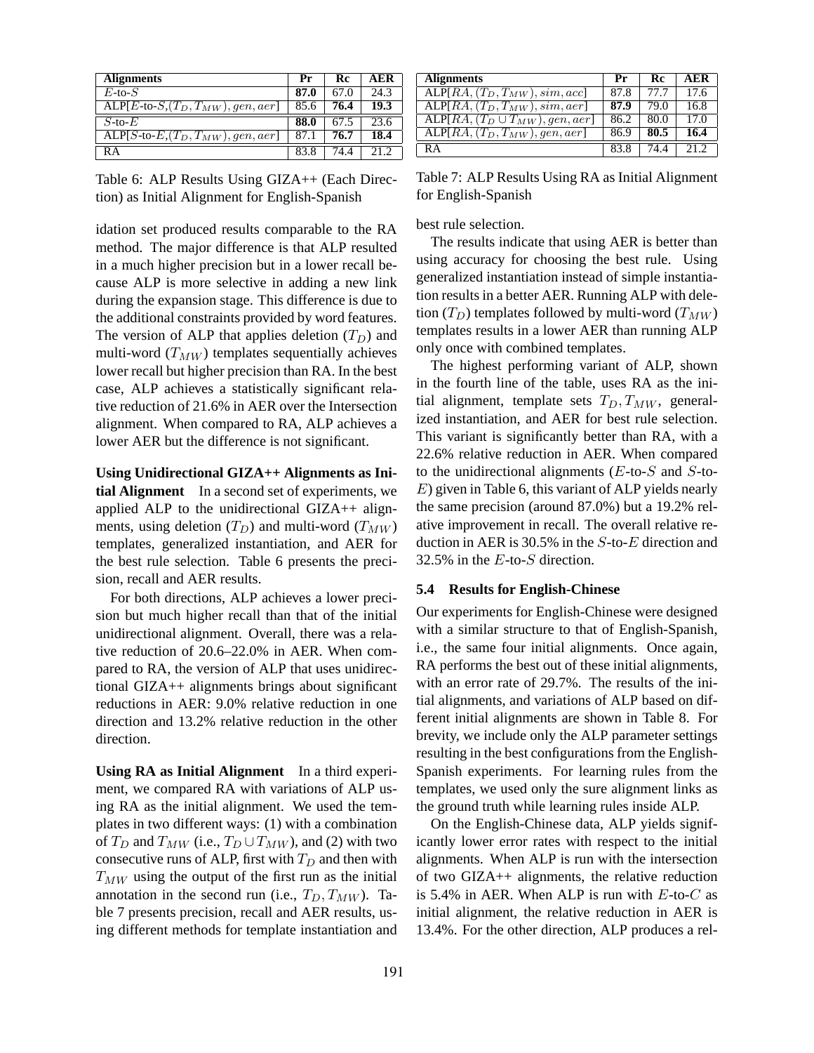| Alignments | Pr | Rc | AER |
| --- | --- | --- | --- |
| $E$-to-$S$ | **87.0** | 67.0 | 24.3 |
| ALP[$E$-to-$S$,$(T_D, T_{MW}), gen, aer$] | 85.6 | **76.4** | **19.3** |
| $S$-to-$E$ | **88.0** | 67.5 | 23.6 |
| ALP[$S$-to-$E$,$(T_D, T_{MW}), gen, aer$] | 87.1 | **76.7** | **18.4** |
| RA | 83.8 | 74.4 | 21.2 |

Table 6: ALP Results Using GIZA++ (Each Direction) as Initial Alignment for English-Spanish

idation set produced results comparable to the RA method. The major difference is that ALP resulted in a much higher precision but in a lower recall because ALP is more selective in adding a new link during the expansion stage. This difference is due to the additional constraints provided by word features. The version of ALP that applies deletion ($T_D$) and multi-word ($T_{MW}$) templates sequentially achieves lower recall but higher precision than RA. In the best case, ALP achieves a statistically significant relative reduction of 21.6% in AER over the Intersection alignment. When compared to RA, ALP achieves a lower AER but the difference is not significant.

**Using Unidirectional GIZA++ Alignments as Initial Alignment** In a second set of experiments, we applied ALP to the unidirectional GIZA++ alignments, using deletion ($T_D$) and multi-word ($T_{MW}$) templates, generalized instantiation, and AER for the best rule selection. Table 6 presents the precision, recall and AER results.

For both directions, ALP achieves a lower precision but much higher recall than that of the initial unidirectional alignment. Overall, there was a relative reduction of 20.6–22.0% in AER. When compared to RA, the version of ALP that uses unidirectional GIZA++ alignments brings about significant reductions in AER: 9.0% relative reduction in one direction and 13.2% relative reduction in the other direction.

**Using RA as Initial Alignment** In a third experiment, we compared RA with variations of ALP using RA as the initial alignment. We used the templates in two different ways: (1) with a combination of $T_D$ and $T_{MW}$ (i.e., $T_D \cup T_{MW}$), and (2) with two consecutive runs of ALP, first with $T_D$ and then with $T_{MW}$ using the output of the first run as the initial annotation in the second run (i.e., $T_D, T_{MW}$). Table 7 presents precision, recall and AER results, using different methods for template instantiation and best rule selection.

| Alignments | Pr | Rc | AER |
| --- | --- | --- | --- |
| ALP[$RA, (T_D, T_{MW}), sim, acc$] | 87.8 | 77.7 | 17.6 |
| ALP[$RA, (T_D, T_{MW}), sim, aer$] | **87.9** | 79.0 | 16.8 |
| ALP[$RA, (T_D \cup T_{MW}), gen, aer$] | 86.2 | 80.0 | 17.0 |
| ALP[$RA, (T_D, T_{MW}), gen, aer$] | 86.9 | **80.5** | **16.4** |
| RA | 83.8 | 74.4 | 21.2 |

Table 7: ALP Results Using RA as Initial Alignment for English-Spanish

The results indicate that using AER is better than using accuracy for choosing the best rule. Using generalized instantiation instead of simple instantiation results in a better AER. Running ALP with deletion ($T_D$) templates followed by multi-word ($T_{MW}$) templates results in a lower AER than running ALP only once with combined templates.

The highest performing variant of ALP, shown in the fourth line of the table, uses RA as the initial alignment, template sets $T_D, T_{MW}$, generalized instantiation, and AER for best rule selection. This variant is significantly better than RA, with a 22.6% relative reduction in AER. When compared to the unidirectional alignments ($E$-to-$S$ and $S$-to-$E$) given in Table 6, this variant of ALP yields nearly the same precision (around 87.0%) but a 19.2% relative improvement in recall. The overall relative reduction in AER is 30.5% in the $S$-to-$E$ direction and 32.5% in the $E$-to-$S$ direction.

### 5.4 Results for English-Chinese

Our experiments for English-Chinese were designed with a similar structure to that of English-Spanish, i.e., the same four initial alignments. Once again, RA performs the best out of these initial alignments, with an error rate of 29.7%. The results of the initial alignments, and variations of ALP based on different initial alignments are shown in Table 8. For brevity, we include only the ALP parameter settings resulting in the best configurations from the English-Spanish experiments. For learning rules from the templates, we used only the sure alignment links as the ground truth while learning rules inside ALP.

On the English-Chinese data, ALP yields significantly lower error rates with respect to the initial alignments. When ALP is run with the intersection of two GIZA++ alignments, the relative reduction is 5.4% in AER. When ALP is run with $E$-to-$C$ as initial alignment, the relative reduction in AER is 13.4%. For the other direction, ALP produces a rel-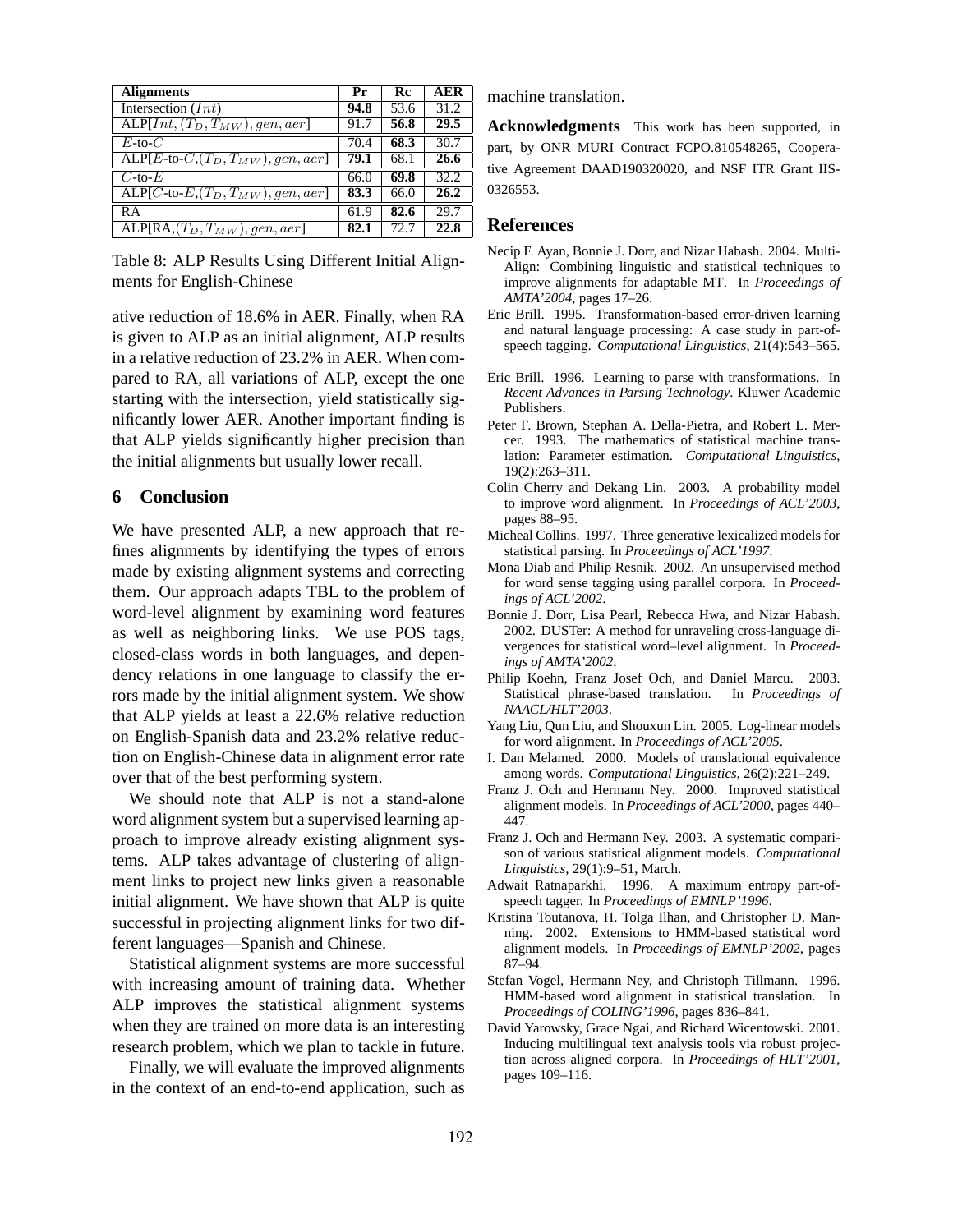| Alignments | Pr | Rc | AER |
|---|---|---|---|
| Intersection ($Int$) | **94.8** | 53.6 | 31.2 |
| ALP[$Int, (T_D, T_{MW}), gen, aer$] | 91.7 | **56.8** | **29.5** |
| $E$-to-$C$ | 70.4 | **68.3** | 30.7 |
| ALP[$E$-to-$C$,$(T_D, T_{MW}), gen, aer$] | **79.1** | 68.1 | **26.6** |
| $C$-to-$E$ | 66.0 | **69.8** | 32.2 |
| ALP[$C$-to-$E$,$(T_D, T_{MW}), gen, aer$] | **83.3** | 66.0 | **26.2** |
| RA | 61.9 | **82.6** | 29.7 |
| ALP[RA,$(T_D, T_{MW}), gen, aer$] | **82.1** | 72.7 | **22.8** |

Table 8: ALP Results Using Different Initial Alignments for English-Chinese

ative reduction of 18.6% in AER. Finally, when RA is given to ALP as an initial alignment, ALP results in a relative reduction of 23.2% in AER. When compared to RA, all variations of ALP, except the one starting with the intersection, yield statistically significantly lower AER. Another important finding is that ALP yields significantly higher precision than the initial alignments but usually lower recall.

## 6 Conclusion

We have presented ALP, a new approach that refines alignments by identifying the types of errors made by existing alignment systems and correcting them. Our approach adapts TBL to the problem of word-level alignment by examining word features as well as neighboring links. We use POS tags, closed-class words in both languages, and dependency relations in one language to classify the errors made by the initial alignment system. We show that ALP yields at least a 22.6% relative reduction on English-Spanish data and 23.2% relative reduction on English-Chinese data in alignment error rate over that of the best performing system.

We should note that ALP is not a stand-alone word alignment system but a supervised learning approach to improve already existing alignment systems. ALP takes advantage of clustering of alignment links to project new links given a reasonable initial alignment. We have shown that ALP is quite successful in projecting alignment links for two different languages—Spanish and Chinese.

Statistical alignment systems are more successful with increasing amount of training data. Whether ALP improves the statistical alignment systems when they are trained on more data is an interesting research problem, which we plan to tackle in future.

Finally, we will evaluate the improved alignments in the context of an end-to-end application, such as machine translation.

**Acknowledgments** This work has been supported, in part, by ONR MURI Contract FCPO.810548265, Cooperative Agreement DAAD190320020, and NSF ITR Grant IIS-0326553.

## References

Necip F. Ayan, Bonnie J. Dorr, and Nizar Habash. 2004. Multi-Align: Combining linguistic and statistical techniques to improve alignments for adaptable MT. In *Proceedings of AMTA'2004*, pages 17–26.

Eric Brill. 1995. Transformation-based error-driven learning and natural language processing: A case study in part-of-speech tagging. *Computational Linguistics*, 21(4):543–565.

Eric Brill. 1996. Learning to parse with transformations. In *Recent Advances in Parsing Technology*. Kluwer Academic Publishers.

Peter F. Brown, Stephan A. Della-Pietra, and Robert L. Mercer. 1993. The mathematics of statistical machine translation: Parameter estimation. *Computational Linguistics*, 19(2):263–311.

Colin Cherry and Dekang Lin. 2003. A probability model to improve word alignment. In *Proceedings of ACL'2003*, pages 88–95.

Micheal Collins. 1997. Three generative lexicalized models for statistical parsing. In *Proceedings of ACL'1997*.

Mona Diab and Philip Resnik. 2002. An unsupervised method for word sense tagging using parallel corpora. In *Proceedings of ACL'2002*.

Bonnie J. Dorr, Lisa Pearl, Rebecca Hwa, and Nizar Habash. 2002. DUSTer: A method for unraveling cross-language divergences for statistical word–level alignment. In *Proceedings of AMTA'2002*.

Philip Koehn, Franz Josef Och, and Daniel Marcu. 2003. Statistical phrase-based translation. In *Proceedings of NAACL/HLT'2003*.

Yang Liu, Qun Liu, and Shouxun Lin. 2005. Log-linear models for word alignment. In *Proceedings of ACL'2005*.

I. Dan Melamed. 2000. Models of translational equivalence among words. *Computational Linguistics*, 26(2):221–249.

Franz J. Och and Hermann Ney. 2000. Improved statistical alignment models. In *Proceedings of ACL'2000*, pages 440–447.

Franz J. Och and Hermann Ney. 2003. A systematic comparison of various statistical alignment models. *Computational Linguistics*, 29(1):9–51, March.

Adwait Ratnaparkhi. 1996. A maximum entropy part-of-speech tagger. In *Proceedings of EMNLP'1996*.

Kristina Toutanova, H. Tolga Ilhan, and Christopher D. Manning. 2002. Extensions to HMM-based statistical word alignment models. In *Proceedings of EMNLP'2002*, pages 87–94.

Stefan Vogel, Hermann Ney, and Christoph Tillmann. 1996. HMM-based word alignment in statistical translation. In *Proceedings of COLING'1996*, pages 836–841.

David Yarowsky, Grace Ngai, and Richard Wicentowski. 2001. Inducing multilingual text analysis tools via robust projection across aligned corpora. In *Proceedings of HLT'2001*, pages 109–116.